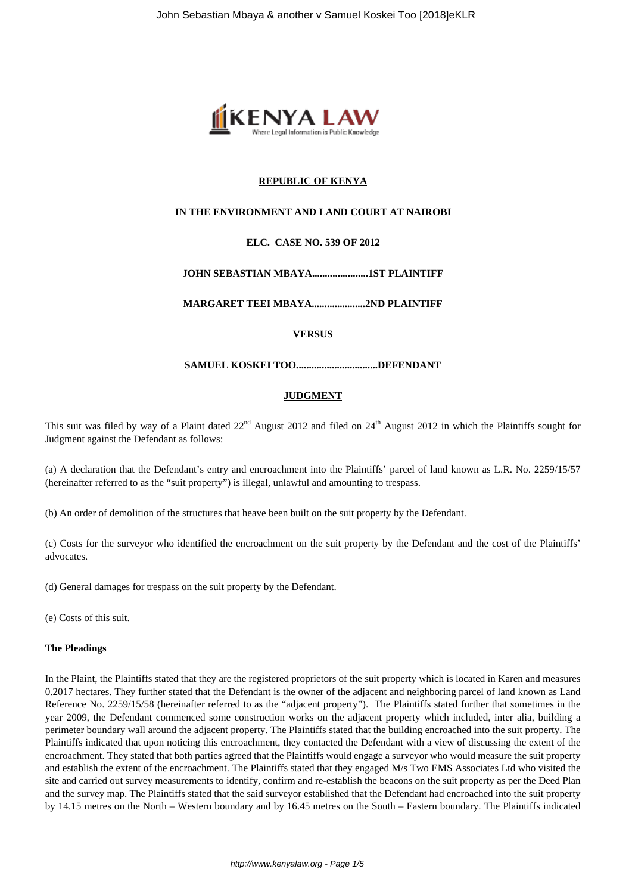**REPUBLIC OF KENYA**

**IN THE ENVIRONMENT AND LAND COURT AT NAIROBI**

**ELC. CASE NO. 539 OF 2012**

**JOHN SEBASTIAN MBAYA......................1ST PLAINTIFF**

**MARGARET TEEI MBAYA.....................2ND PLAINTIFF**

**VERSUS**

**SAMUEL KOSKEI TOO................................DEFENDANT**

**JUDGMENT**

This suit was filed by way of a Plaint dated 22nd August 2012 and filed on 24th August 2012 in which the Plaintiffs sought for Judgment against the Defendant as follows:

(a) A declaration that the Defendant's entry and encroachment into the Plaintiffs' parcel of land known as L.R. No. 2259/15/57 (hereinafter referred to as the "suit property") is illegal, unlawful and amounting to trespass.

(b) An order of demolition of the structures that heave been built on the suit property by the Defendant.

(c) Costs for the surveyor who identified the encroachment on the suit property by the Defendant and the cost of the Plaintiffs' advocates.

(d) General damages for trespass on the suit property by the Defendant.

(e) Costs of this suit.

**The Pleadings**

In the Plaint, the Plaintiffs stated that they are the registered proprietors of the suit property which is located in Karen and measures 0.2017 hectares. They further stated that the Defendant is the owner of the adjacent and neighboring parcel of land known as Land Reference No. 2259/15/58 (hereinafter referred to as the "adjacent property"). The Plaintiffs stated further that sometimes in the year 2009, the Defendant commenced some construction works on the adjacent property which included, inter alia, building a perimeter boundary wall around the adjacent property. The Plaintiffs stated that the building encroached into the suit property. The Plaintiffs indicated that upon noticing this encroachment, they contacted the Defendant with a view of discussing the extent of the encroachment. They stated that both parties agreed that the Plaintiffs would engage a surveyor who would measure the suit property and establish the extent of the encroachment. The Plaintiffs stated that they engaged M/s Two EMS Associates Ltd who visited the site and carried out survey measurements to identify, confirm and re-establish the beacons on the suit property as per the Deed Plan and the survey map. The Plaintiffs stated that the said surveyor established that the Defendant had encroached into the suit property by 14.15 metres on the North – Western boundary and by 16.45 metres on the South – Eastern boundary. The Plaintiffs indicated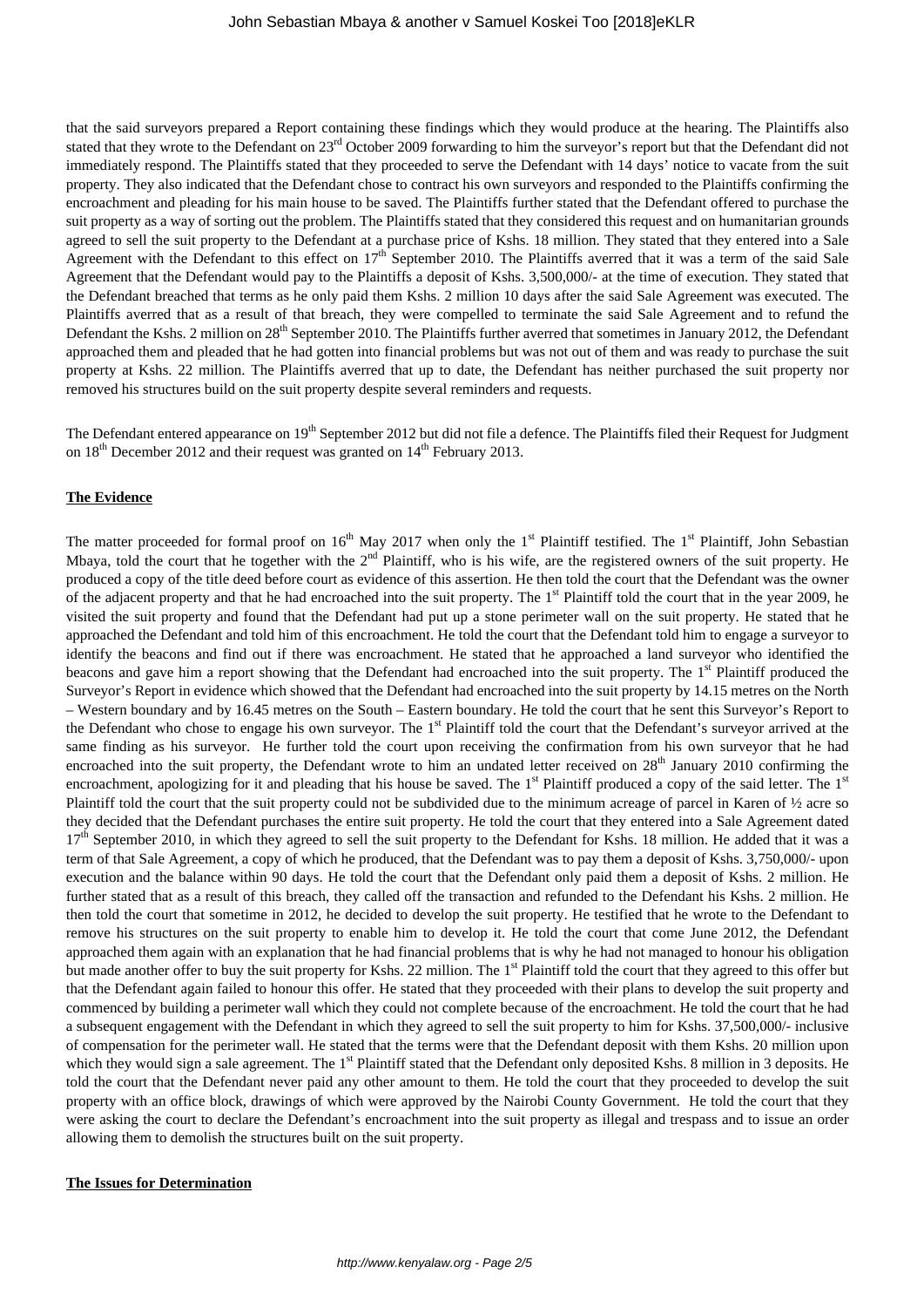that the said surveyors prepared a Report containing these findings which they would produce at the hearing. The Plaintiffs also stated that they wrote to the Defendant on 23rd October 2009 forwarding to him the surveyor's report but that the Defendant did not immediately respond. The Plaintiffs stated that they proceeded to serve the Defendant with 14 days' notice to vacate from the suit property. They also indicated that the Defendant chose to contract his own surveyors and responded to the Plaintiffs confirming the encroachment and pleading for his main house to be saved. The Plaintiffs further stated that the Defendant offered to purchase the suit property as a way of sorting out the problem. The Plaintiffs stated that they considered this request and on humanitarian grounds agreed to sell the suit property to the Defendant at a purchase price of Kshs. 18 million. They stated that they entered into a Sale Agreement with the Defendant to this effect on 17th September 2010. The Plaintiffs averred that it was a term of the said Sale Agreement that the Defendant would pay to the Plaintiffs a deposit of Kshs. 3,500,000/- at the time of execution. They stated that the Defendant breached that terms as he only paid them Kshs. 2 million 10 days after the said Sale Agreement was executed. The Plaintiffs averred that as a result of that breach, they were compelled to terminate the said Sale Agreement and to refund the Defendant the Kshs. 2 million on 28th September 2010. The Plaintiffs further averred that sometimes in January 2012, the Defendant approached them and pleaded that he had gotten into financial problems but was not out of them and was ready to purchase the suit property at Kshs. 22 million. The Plaintiffs averred that up to date, the Defendant has neither purchased the suit property nor removed his structures build on the suit property despite several reminders and requests.

The Defendant entered appearance on 19th September 2012 but did not file a defence. The Plaintiffs filed their Request for Judgment on 18th December 2012 and their request was granted on 14th February 2013.

**The Evidence**

The matter proceeded for formal proof on 16th May 2017 when only the 1st Plaintiff testified. The 1st Plaintiff, John Sebastian Mbaya, told the court that he together with the 2nd Plaintiff, who is his wife, are the registered owners of the suit property. He produced a copy of the title deed before court as evidence of this assertion. He then told the court that the Defendant was the owner of the adjacent property and that he had encroached into the suit property. The 1st Plaintiff told the court that in the year 2009, he visited the suit property and found that the Defendant had put up a stone perimeter wall on the suit property. He stated that he approached the Defendant and told him of this encroachment. He told the court that the Defendant told him to engage a surveyor to identify the beacons and find out if there was encroachment. He stated that he approached a land surveyor who identified the beacons and gave him a report showing that the Defendant had encroached into the suit property. The 1st Plaintiff produced the Surveyor's Report in evidence which showed that the Defendant had encroached into the suit property by 14.15 metres on the North – Western boundary and by 16.45 metres on the South – Eastern boundary. He told the court that he sent this Surveyor's Report to the Defendant who chose to engage his own surveyor. The 1st Plaintiff told the court that the Defendant's surveyor arrived at the same finding as his surveyor. He further told the court upon receiving the confirmation from his own surveyor that he had encroached into the suit property, the Defendant wrote to him an undated letter received on 28th January 2010 confirming the encroachment, apologizing for it and pleading that his house be saved. The 1st Plaintiff produced a copy of the said letter. The 1st Plaintiff told the court that the suit property could not be subdivided due to the minimum acreage of parcel in Karen of ½ acre so they decided that the Defendant purchases the entire suit property. He told the court that they entered into a Sale Agreement dated 17th September 2010, in which they agreed to sell the suit property to the Defendant for Kshs. 18 million. He added that it was a term of that Sale Agreement, a copy of which he produced, that the Defendant was to pay them a deposit of Kshs. 3,750,000/- upon execution and the balance within 90 days. He told the court that the Defendant only paid them a deposit of Kshs. 2 million. He further stated that as a result of this breach, they called off the transaction and refunded to the Defendant his Kshs. 2 million. He then told the court that sometime in 2012, he decided to develop the suit property. He testified that he wrote to the Defendant to remove his structures on the suit property to enable him to develop it. He told the court that come June 2012, the Defendant approached them again with an explanation that he had financial problems that is why he had not managed to honour his obligation but made another offer to buy the suit property for Kshs. 22 million. The 1st Plaintiff told the court that they agreed to this offer but that the Defendant again failed to honour this offer. He stated that they proceeded with their plans to develop the suit property and commenced by building a perimeter wall which they could not complete because of the encroachment. He told the court that he had a subsequent engagement with the Defendant in which they agreed to sell the suit property to him for Kshs. 37,500,000/- inclusive of compensation for the perimeter wall. He stated that the terms were that the Defendant deposit with them Kshs. 20 million upon which they would sign a sale agreement. The 1st Plaintiff stated that the Defendant only deposited Kshs. 8 million in 3 deposits. He told the court that the Defendant never paid any other amount to them. He told the court that they proceeded to develop the suit property with an office block, drawings of which were approved by the Nairobi County Government. He told the court that they were asking the court to declare the Defendant's encroachment into the suit property as illegal and trespass and to issue an order allowing them to demolish the structures built on the suit property.

**The Issues for Determination**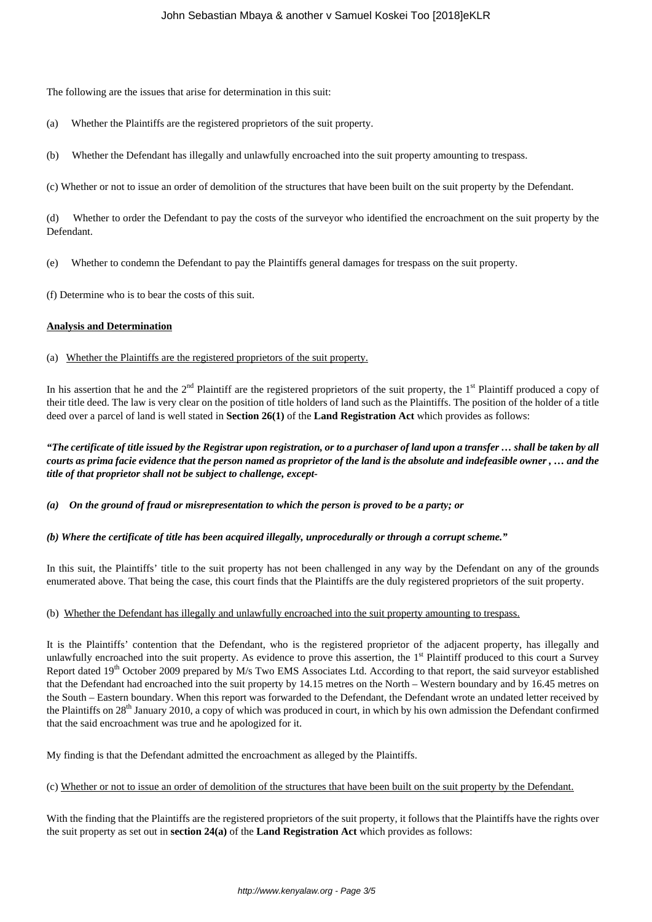The following are the issues that arise for determination in this suit:

(a) Whether the Plaintiffs are the registered proprietors of the suit property.

(b) Whether the Defendant has illegally and unlawfully encroached into the suit property amounting to trespass.

(c) Whether or not to issue an order of demolition of the structures that have been built on the suit property by the Defendant.

(d) Whether to order the Defendant to pay the costs of the surveyor who identified the encroachment on the suit property by the Defendant.

(e) Whether to condemn the Defendant to pay the Plaintiffs general damages for trespass on the suit property.

(f) Determine who is to bear the costs of this suit.

**Analysis and Determination**

(a) Whether the Plaintiffs are the registered proprietors of the suit property.

In his assertion that he and the 2nd Plaintiff are the registered proprietors of the suit property, the 1st Plaintiff produced a copy of their title deed. The law is very clear on the position of title holders of land such as the Plaintiffs. The position of the holder of a title deed over a parcel of land is well stated in **Section 26(1)** of the **Land Registration Act** which provides as follows:

***"The certificate of title issued by the Registrar upon registration, or to a purchaser of land upon a transfer … shall be taken by all courts as prima facie evidence that the person named as proprietor of the land is the absolute and indefeasible owner , … and the title of that proprietor shall not be subject to challenge, except-***

***(a) On the ground of fraud or misrepresentation to which the person is proved to be a party; or***

***(b) Where the certificate of title has been acquired illegally, unprocedurally or through a corrupt scheme."***

In this suit, the Plaintiffs' title to the suit property has not been challenged in any way by the Defendant on any of the grounds enumerated above. That being the case, this court finds that the Plaintiffs are the duly registered proprietors of the suit property.

(b) Whether the Defendant has illegally and unlawfully encroached into the suit property amounting to trespass.

It is the Plaintiffs' contention that the Defendant, who is the registered proprietor of the adjacent property, has illegally and unlawfully encroached into the suit property. As evidence to prove this assertion, the 1st Plaintiff produced to this court a Survey Report dated 19th October 2009 prepared by M/s Two EMS Associates Ltd. According to that report, the said surveyor established that the Defendant had encroached into the suit property by 14.15 metres on the North – Western boundary and by 16.45 metres on the South – Eastern boundary. When this report was forwarded to the Defendant, the Defendant wrote an undated letter received by the Plaintiffs on 28th January 2010, a copy of which was produced in court, in which by his own admission the Defendant confirmed that the said encroachment was true and he apologized for it.

My finding is that the Defendant admitted the encroachment as alleged by the Plaintiffs.

(c) Whether or not to issue an order of demolition of the structures that have been built on the suit property by the Defendant.

With the finding that the Plaintiffs are the registered proprietors of the suit property, it follows that the Plaintiffs have the rights over the suit property as set out in **section 24(a)** of the **Land Registration Act** which provides as follows: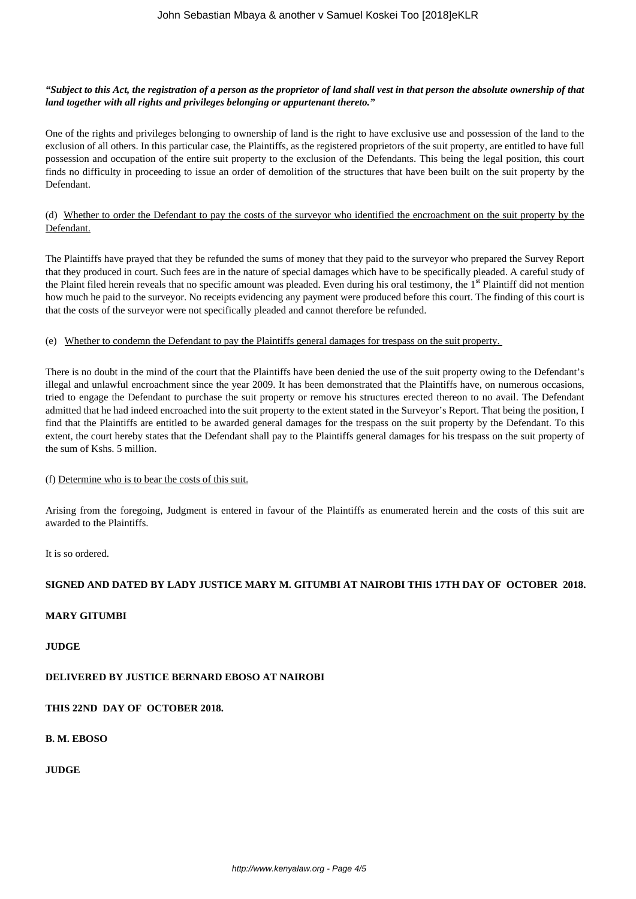***"Subject to this Act, the registration of a person as the proprietor of land shall vest in that person the absolute ownership of that land together with all rights and privileges belonging or appurtenant thereto."***

One of the rights and privileges belonging to ownership of land is the right to have exclusive use and possession of the land to the exclusion of all others. In this particular case, the Plaintiffs, as the registered proprietors of the suit property, are entitled to have full possession and occupation of the entire suit property to the exclusion of the Defendants. This being the legal position, this court finds no difficulty in proceeding to issue an order of demolition of the structures that have been built on the suit property by the Defendant.

(d) <u>Whether to order the Defendant to pay the costs of the surveyor who identified the encroachment on the suit property by the Defendant.</u>

The Plaintiffs have prayed that they be refunded the sums of money that they paid to the surveyor who prepared the Survey Report that they produced in court. Such fees are in the nature of special damages which have to be specifically pleaded. A careful study of the Plaint filed herein reveals that no specific amount was pleaded. Even during his oral testimony, the 1st Plaintiff did not mention how much he paid to the surveyor. No receipts evidencing any payment were produced before this court. The finding of this court is that the costs of the surveyor were not specifically pleaded and cannot therefore be refunded.

(e) <u>Whether to condemn the Defendant to pay the Plaintiffs general damages for trespass on the suit property.</u>

There is no doubt in the mind of the court that the Plaintiffs have been denied the use of the suit property owing to the Defendant's illegal and unlawful encroachment since the year 2009. It has been demonstrated that the Plaintiffs have, on numerous occasions, tried to engage the Defendant to purchase the suit property or remove his structures erected thereon to no avail. The Defendant admitted that he had indeed encroached into the suit property to the extent stated in the Surveyor's Report. That being the position, I find that the Plaintiffs are entitled to be awarded general damages for the trespass on the suit property by the Defendant. To this extent, the court hereby states that the Defendant shall pay to the Plaintiffs general damages for his trespass on the suit property of the sum of Kshs. 5 million.

(f) <u>Determine who is to bear the costs of this suit.</u>

Arising from the foregoing, Judgment is entered in favour of the Plaintiffs as enumerated herein and the costs of this suit are awarded to the Plaintiffs.

It is so ordered.

**SIGNED AND DATED BY LADY JUSTICE MARY M. GITUMBI AT NAIROBI THIS 17TH DAY OF OCTOBER 2018.**

**MARY GITUMBI**

**JUDGE**

**DELIVERED BY JUSTICE BERNARD EBOSO AT NAIROBI**

**THIS 22ND DAY OF OCTOBER 2018.**

**B. M. EBOSO**

**JUDGE**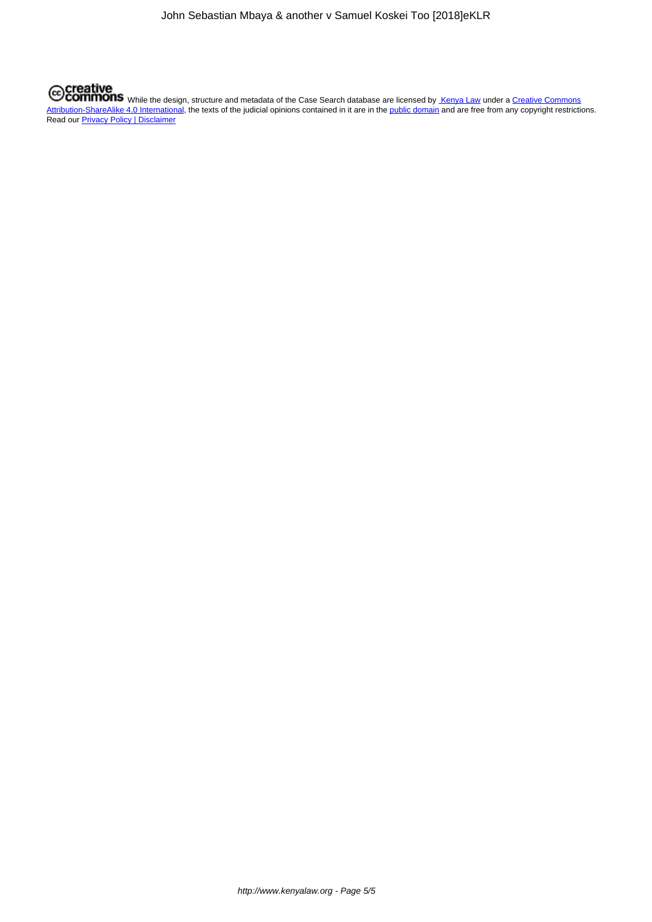creative commons While the design, structure and metadata of the Case Search database are licensed by Kenya Law under a Creative Commons Attribution-ShareAlike 4.0 International, the texts of the judicial opinions contained in it are in the public domain and are free from any copyright restrictions. Read our Privacy Policy | Disclaimer